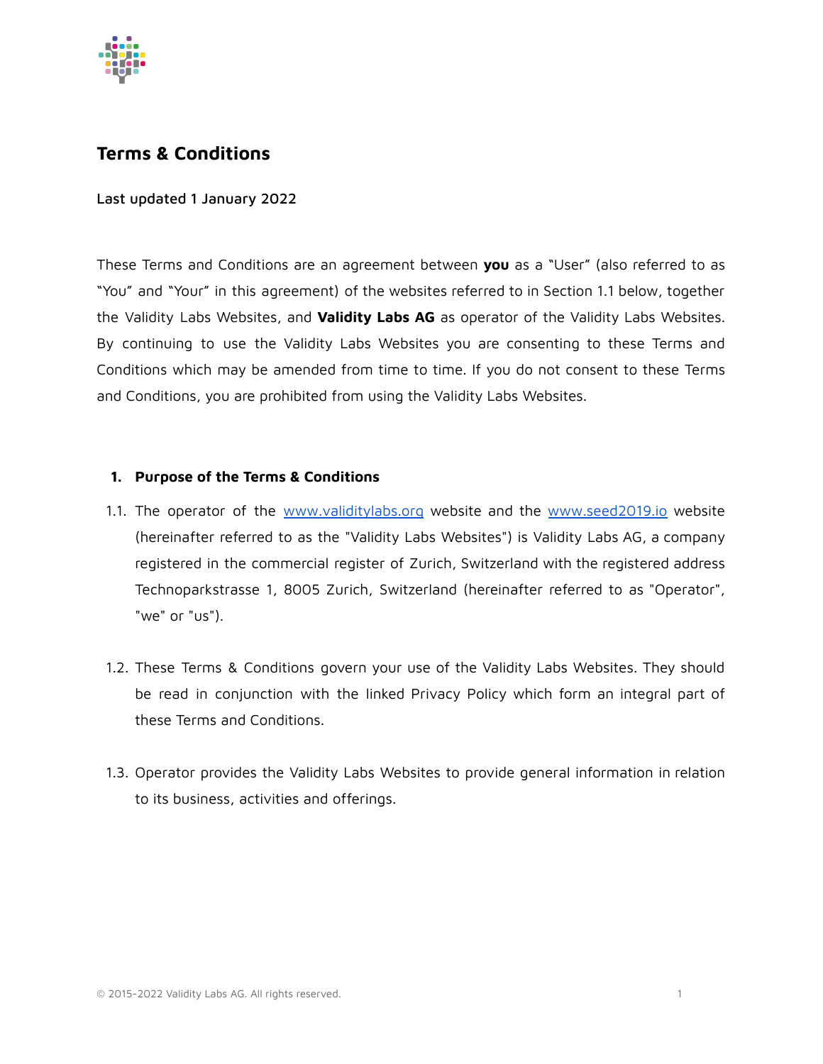# Terms & Conditions

Last updated 1 January 2022

These Terms and Conditions are an agreement between **you** as a "User" (also referred to as "You" and "Your" in this agreement) of the websites referred to in Section 1.1 below, together the Validity Labs Websites, and **Validity Labs AG** as operator of the Validity Labs Websites. By continuing to use the Validity Labs Websites you are consenting to these Terms and Conditions which may be amended from time to time. If you do not consent to these Terms and Conditions, you are prohibited from using the Validity Labs Websites.

## 1. Purpose of the Terms & Conditions

1.1. The operator of the [www.validitylabs.org](www.validitylabs.org) website and the [www.seed2019.io](www.seed2019.io) website (hereinafter referred to as the "Validity Labs Websites") is Validity Labs AG, a company registered in the commercial register of Zurich, Switzerland with the registered address Technoparkstrasse 1, 8005 Zurich, Switzerland (hereinafter referred to as "Operator", "we" or "us").

1.2. These Terms & Conditions govern your use of the Validity Labs Websites. They should be read in conjunction with the linked Privacy Policy which form an integral part of these Terms and Conditions.

1.3. Operator provides the Validity Labs Websites to provide general information in relation to its business, activities and offerings.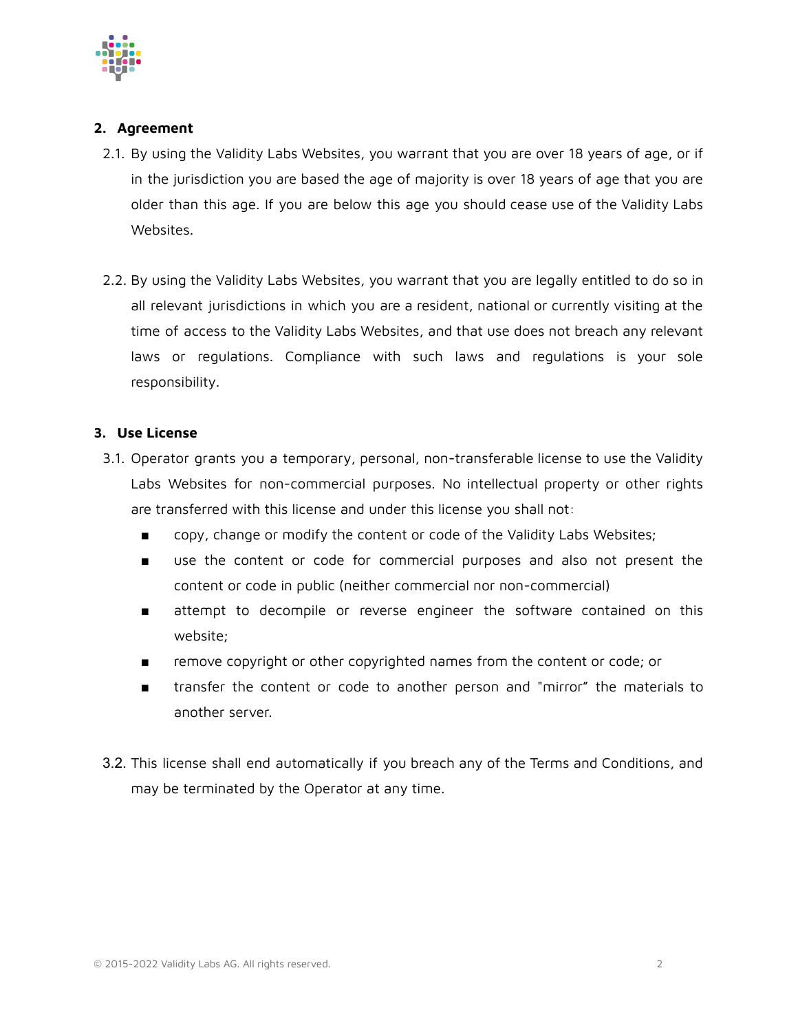## 2. Agreement

2.1. By using the Validity Labs Websites, you warrant that you are over 18 years of age, or if in the jurisdiction you are based the age of majority is over 18 years of age that you are older than this age. If you are below this age you should cease use of the Validity Labs Websites.

2.2. By using the Validity Labs Websites, you warrant that you are legally entitled to do so in all relevant jurisdictions in which you are a resident, national or currently visiting at the time of access to the Validity Labs Websites, and that use does not breach any relevant laws or regulations. Compliance with such laws and regulations is your sole responsibility.

## 3. Use License

3.1. Operator grants you a temporary, personal, non-transferable license to use the Validity Labs Websites for non-commercial purposes. No intellectual property or other rights are transferred with this license and under this license you shall not:

- copy, change or modify the content or code of the Validity Labs Websites;
- use the content or code for commercial purposes and also not present the content or code in public (neither commercial nor non-commercial)
- attempt to decompile or reverse engineer the software contained on this website;
- remove copyright or other copyrighted names from the content or code; or
- transfer the content or code to another person and "mirror" the materials to another server.

3.2. This license shall end automatically if you breach any of the Terms and Conditions, and may be terminated by the Operator at any time.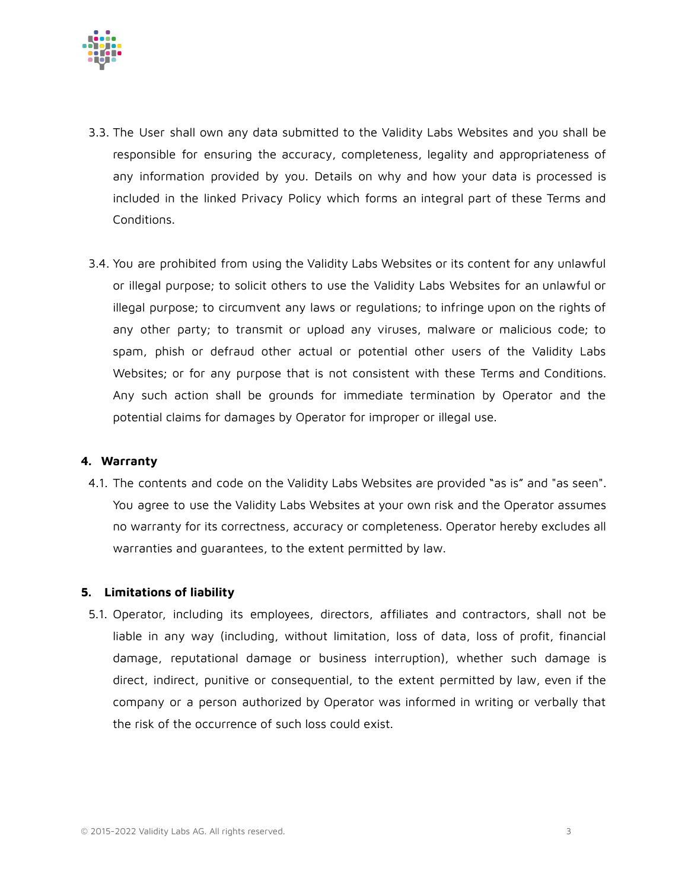3.3. The User shall own any data submitted to the Validity Labs Websites and you shall be responsible for ensuring the accuracy, completeness, legality and appropriateness of any information provided by you. Details on why and how your data is processed is included in the linked Privacy Policy which forms an integral part of these Terms and Conditions.

3.4. You are prohibited from using the Validity Labs Websites or its content for any unlawful or illegal purpose; to solicit others to use the Validity Labs Websites for an unlawful or illegal purpose; to circumvent any laws or regulations; to infringe upon on the rights of any other party; to transmit or upload any viruses, malware or malicious code; to spam, phish or defraud other actual or potential other users of the Validity Labs Websites; or for any purpose that is not consistent with these Terms and Conditions. Any such action shall be grounds for immediate termination by Operator and the potential claims for damages by Operator for improper or illegal use.

## 4. Warranty

4.1. The contents and code on the Validity Labs Websites are provided "as is" and "as seen". You agree to use the Validity Labs Websites at your own risk and the Operator assumes no warranty for its correctness, accuracy or completeness. Operator hereby excludes all warranties and guarantees, to the extent permitted by law.

## 5. Limitations of liability

5.1. Operator, including its employees, directors, affiliates and contractors, shall not be liable in any way (including, without limitation, loss of data, loss of profit, financial damage, reputational damage or business interruption), whether such damage is direct, indirect, punitive or consequential, to the extent permitted by law, even if the company or a person authorized by Operator was informed in writing or verbally that the risk of the occurrence of such loss could exist.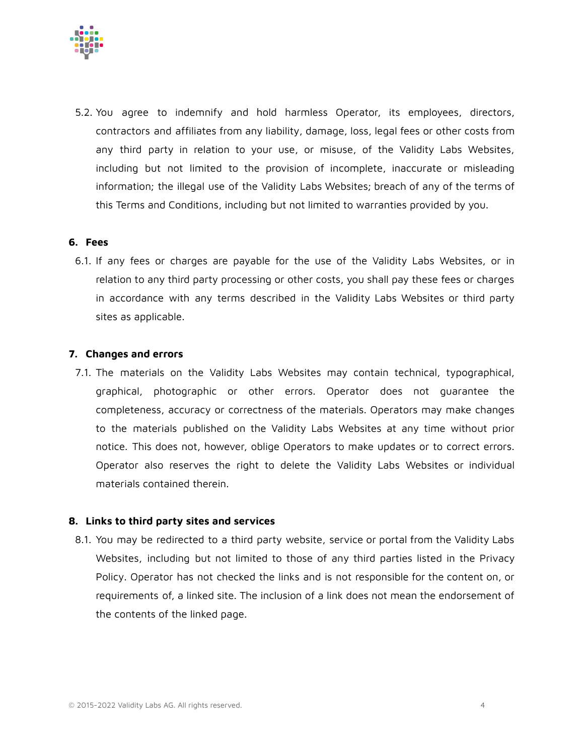5.2. You agree to indemnify and hold harmless Operator, its employees, directors, contractors and affiliates from any liability, damage, loss, legal fees or other costs from any third party in relation to your use, or misuse, of the Validity Labs Websites, including but not limited to the provision of incomplete, inaccurate or misleading information; the illegal use of the Validity Labs Websites; breach of any of the terms of this Terms and Conditions, including but not limited to warranties provided by you.

## 6. Fees

6.1. If any fees or charges are payable for the use of the Validity Labs Websites, or in relation to any third party processing or other costs, you shall pay these fees or charges in accordance with any terms described in the Validity Labs Websites or third party sites as applicable.

## 7. Changes and errors

7.1. The materials on the Validity Labs Websites may contain technical, typographical, graphical, photographic or other errors. Operator does not guarantee the completeness, accuracy or correctness of the materials. Operators may make changes to the materials published on the Validity Labs Websites at any time without prior notice. This does not, however, oblige Operators to make updates or to correct errors. Operator also reserves the right to delete the Validity Labs Websites or individual materials contained therein.

## 8. Links to third party sites and services

8.1. You may be redirected to a third party website, service or portal from the Validity Labs Websites, including but not limited to those of any third parties listed in the Privacy Policy. Operator has not checked the links and is not responsible for the content on, or requirements of, a linked site. The inclusion of a link does not mean the endorsement of the contents of the linked page.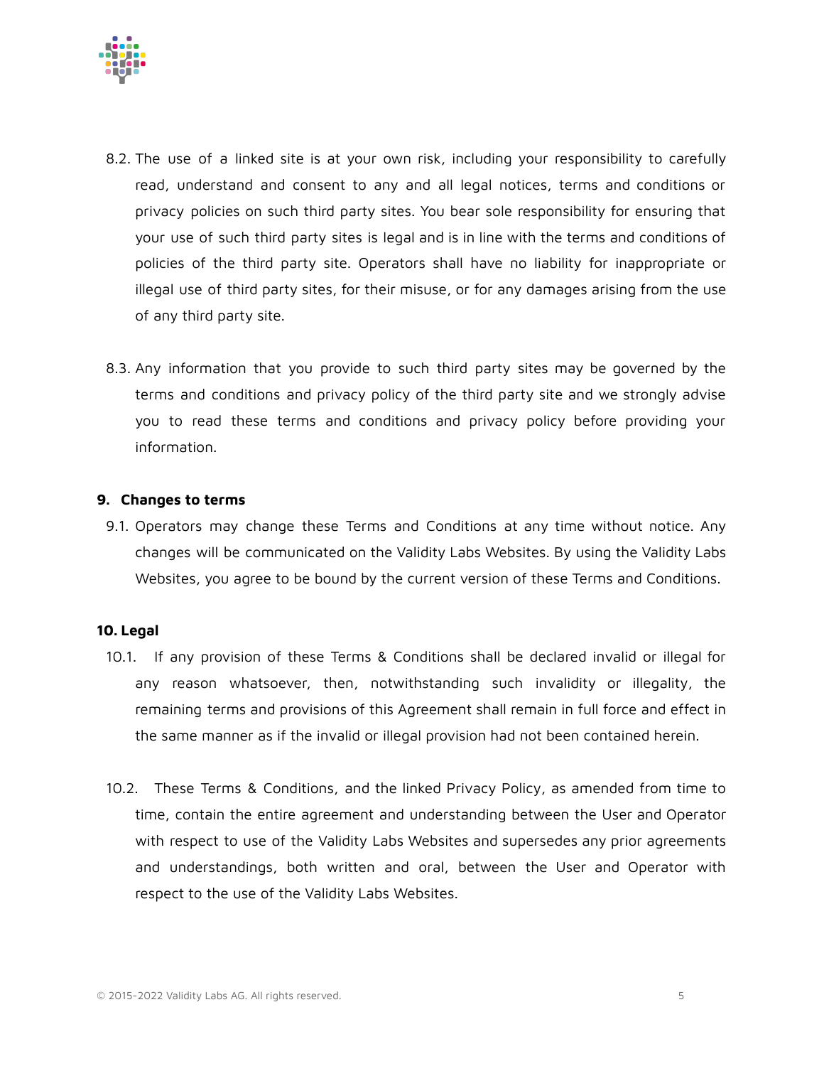8.2. The use of a linked site is at your own risk, including your responsibility to carefully read, understand and consent to any and all legal notices, terms and conditions or privacy policies on such third party sites. You bear sole responsibility for ensuring that your use of such third party sites is legal and is in line with the terms and conditions of policies of the third party site. Operators shall have no liability for inappropriate or illegal use of third party sites, for their misuse, or for any damages arising from the use of any third party site.

8.3. Any information that you provide to such third party sites may be governed by the terms and conditions and privacy policy of the third party site and we strongly advise you to read these terms and conditions and privacy policy before providing your information.

**9. Changes to terms**

9.1. Operators may change these Terms and Conditions at any time without notice. Any changes will be communicated on the Validity Labs Websites. By using the Validity Labs Websites, you agree to be bound by the current version of these Terms and Conditions.

**10. Legal**

10.1. If any provision of these Terms & Conditions shall be declared invalid or illegal for any reason whatsoever, then, notwithstanding such invalidity or illegality, the remaining terms and provisions of this Agreement shall remain in full force and effect in the same manner as if the invalid or illegal provision had not been contained herein.

10.2. These Terms & Conditions, and the linked Privacy Policy, as amended from time to time, contain the entire agreement and understanding between the User and Operator with respect to use of the Validity Labs Websites and supersedes any prior agreements and understandings, both written and oral, between the User and Operator with respect to the use of the Validity Labs Websites.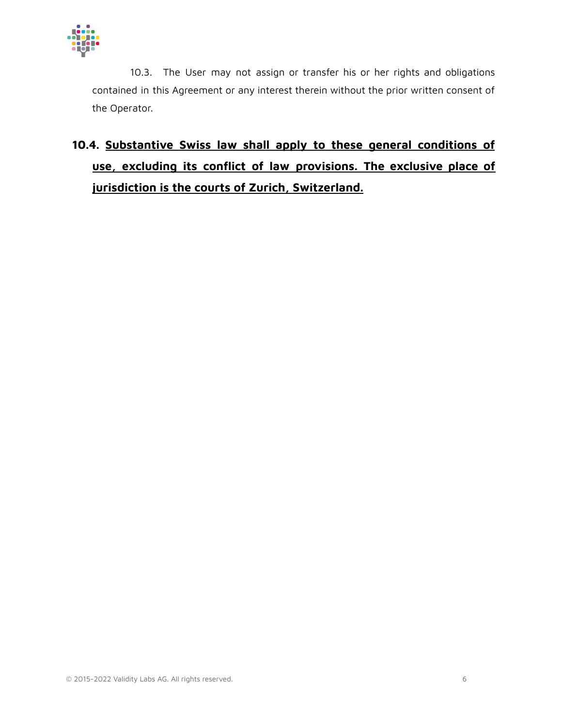10.3. The User may not assign or transfer his or her rights and obligations contained in this Agreement or any interest therein without the prior written consent of the Operator.

**10.4. Substantive Swiss law shall apply to these general conditions of use, excluding its conflict of law provisions. The exclusive place of jurisdiction is the courts of Zurich, Switzerland.**

© 2015-2022 Validity Labs AG. All rights reserved.